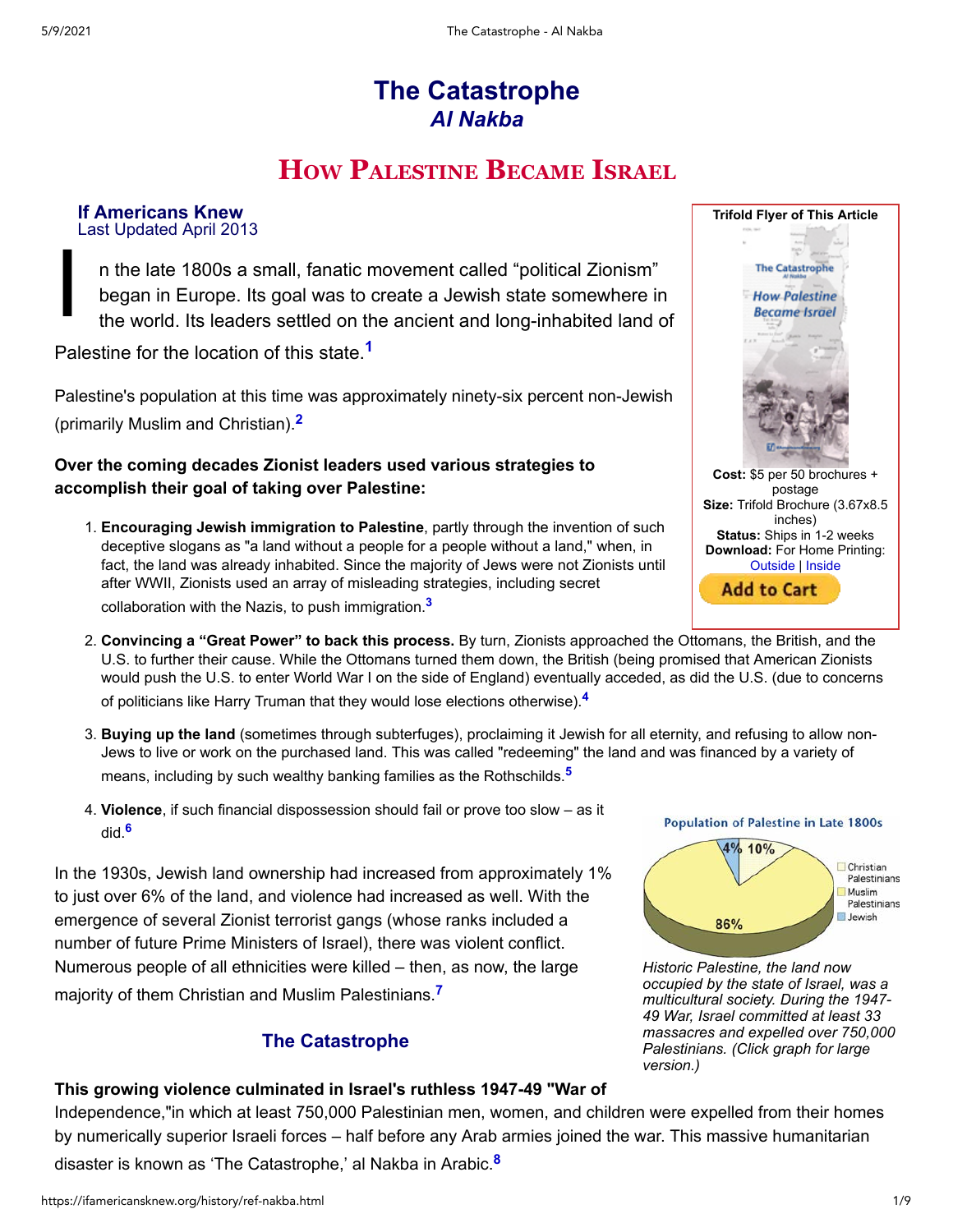# The Catastrophe
## *Al Nakba*

## How Palestine Became Israel

**If Americans Knew**
Last Updated April 2013

In the late 1800s a small, fanatic movement called "political Zionism" began in Europe. Its goal was to create a Jewish state somewhere in the world. Its leaders settled on the ancient and long-inhabited land of Palestine for the location of this state.[1]

Palestine's population at this time was approximately ninety-six percent non-Jewish (primarily Muslim and Christian).[2]

**Over the coming decades Zionist leaders used various strategies to accomplish their goal of taking over Palestine:**

1. **Encouraging Jewish immigration to Palestine**, partly through the invention of such deceptive slogans as "a land without a people for a people without a land," when, in fact, the land was already inhabited. Since the majority of Jews were not Zionists until after WWII, Zionists used an array of misleading strategies, including secret collaboration with the Nazis, to push immigration.[3]
2. **Convincing a "Great Power" to back this process.** By turn, Zionists approached the Ottomans, the British, and the U.S. to further their cause. While the Ottomans turned them down, the British (being promised that American Zionists would push the U.S. to enter World War I on the side of England) eventually acceded, as did the U.S. (due to concerns of politicians like Harry Truman that they would lose elections otherwise).[4]
3. **Buying up the land** (sometimes through subterfuges), proclaiming it Jewish for all eternity, and refusing to allow non-Jews to live or work on the purchased land. This was called "redeeming" the land and was financed by a variety of means, including by such wealthy banking families as the Rothschilds.[5]
4. **Violence**, if such financial dispossession should fail or prove too slow – as it did.[6]

**Trifold Flyer of This Article**

**Cost:** $5 per 50 brochures + postage
**Size:** Trifold Brochure (3.67x8.5 inches)
**Status:** Ships in 1-2 weeks
**Download:** For Home Printing: Outside | Inside

Add to Cart

In the 1930s, Jewish land ownership had increased from approximately 1% to just over 6% of the land, and violence had increased as well. With the emergence of several Zionist terrorist gangs (whose ranks included a number of future Prime Ministers of Israel), there was violent conflict. Numerous people of all ethnicities were killed – then, as now, the large majority of them Christian and Muslim Palestinians.[7]

**Population of Palestine in Late 1800s**

| Group | Share |
|---|---|
| Christian Palestinians | 10% |
| Muslim Palestinians | 86% |
| Jewish | 4% |

*Historic Palestine, the land now occupied by the state of Israel, was a multicultural society. During the 1947-49 War, Israel committed at least 33 massacres and expelled over 750,000 Palestinians. (Click graph for large version.)*

### The Catastrophe

**This growing violence culminated in Israel's ruthless 1947-49 "War of Independence,"** in which at least 750,000 Palestinian men, women, and children were expelled from their homes by numerically superior Israeli forces – half before any Arab armies joined the war. This massive humanitarian disaster is known as 'The Catastrophe,' al Nakba in Arabic.[8]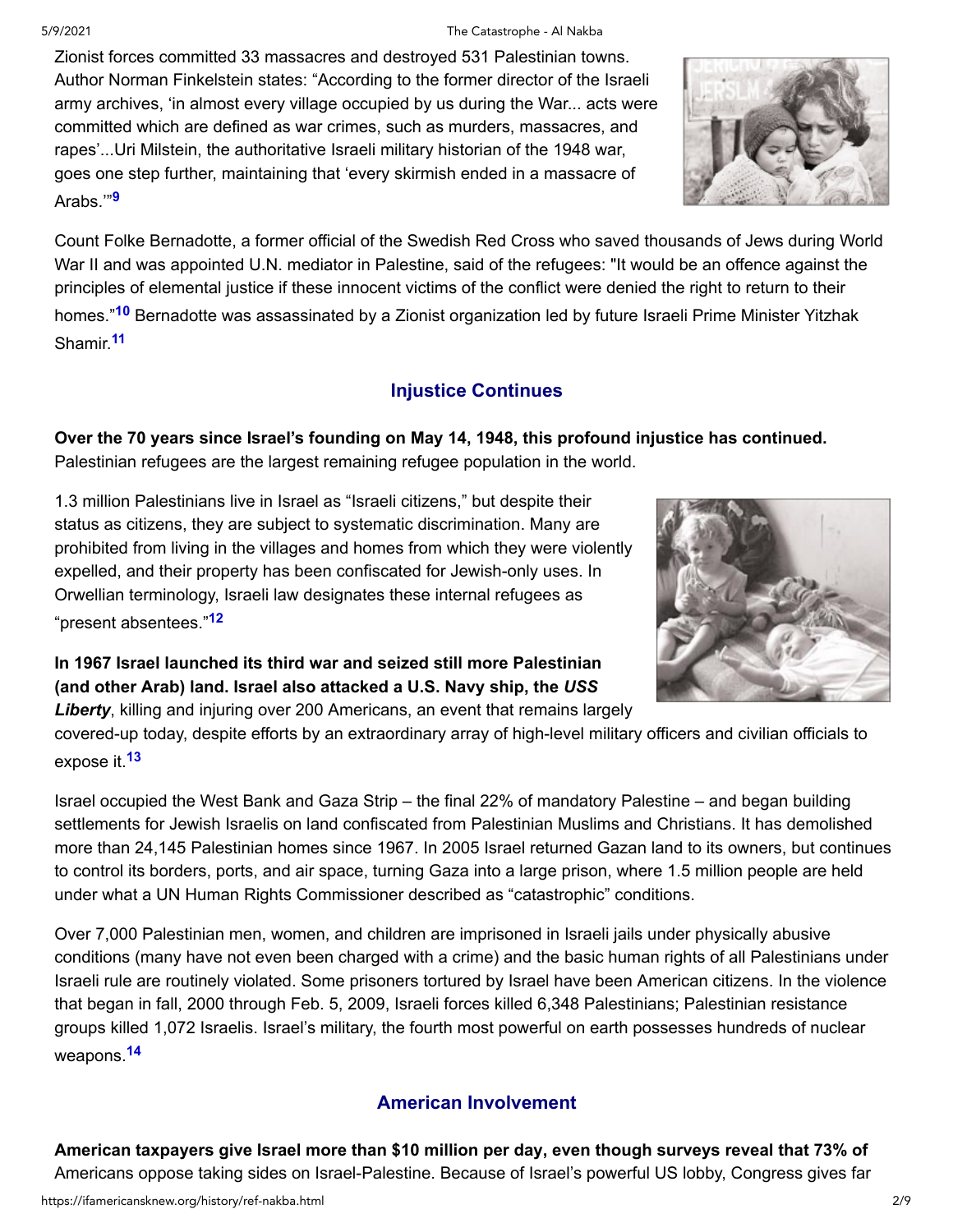Zionist forces committed 33 massacres and destroyed 531 Palestinian towns. Author Norman Finkelstein states: “According to the former director of the Israeli army archives, ‘in almost every village occupied by us during the War... acts were committed which are defined as war crimes, such as murders, massacres, and rapes’...Uri Milstein, the authoritative Israeli military historian of the 1948 war, goes one step further, maintaining that ‘every skirmish ended in a massacre of Arabs.’”[9]

Count Folke Bernadotte, a former official of the Swedish Red Cross who saved thousands of Jews during World War II and was appointed U.N. mediator in Palestine, said of the refugees: "It would be an offence against the principles of elemental justice if these innocent victims of the conflict were denied the right to return to their homes.”[10] Bernadotte was assassinated by a Zionist organization led by future Israeli Prime Minister Yitzhak Shamir.[11]

## Injustice Continues

**Over the 70 years since Israel’s founding on May 14, 1948, this profound injustice has continued.** Palestinian refugees are the largest remaining refugee population in the world.

1.3 million Palestinians live in Israel as “Israeli citizens,” but despite their status as citizens, they are subject to systematic discrimination. Many are prohibited from living in the villages and homes from which they were violently expelled, and their property has been confiscated for Jewish-only uses. In Orwellian terminology, Israeli law designates these internal refugees as “present absentees.”[12]

**In 1967 Israel launched its third war and seized still more Palestinian (and other Arab) land. Israel also attacked a U.S. Navy ship, the *USS Liberty***, killing and injuring over 200 Americans, an event that remains largely covered-up today, despite efforts by an extraordinary array of high-level military officers and civilian officials to expose it.[13]

Israel occupied the West Bank and Gaza Strip – the final 22% of mandatory Palestine – and began building settlements for Jewish Israelis on land confiscated from Palestinian Muslims and Christians. It has demolished more than 24,145 Palestinian homes since 1967. In 2005 Israel returned Gazan land to its owners, but continues to control its borders, ports, and air space, turning Gaza into a large prison, where 1.5 million people are held under what a UN Human Rights Commissioner described as “catastrophic” conditions.

Over 7,000 Palestinian men, women, and children are imprisoned in Israeli jails under physically abusive conditions (many have not even been charged with a crime) and the basic human rights of all Palestinians under Israeli rule are routinely violated. Some prisoners tortured by Israel have been American citizens. In the violence that began in fall, 2000 through Feb. 5, 2009, Israeli forces killed 6,348 Palestinians; Palestinian resistance groups killed 1,072 Israelis. Israel’s military, the fourth most powerful on earth possesses hundreds of nuclear weapons.[14]

## American Involvement

**American taxpayers give Israel more than $10 million per day, even though surveys reveal that 73% of** Americans oppose taking sides on Israel-Palestine. Because of Israel’s powerful US lobby, Congress gives far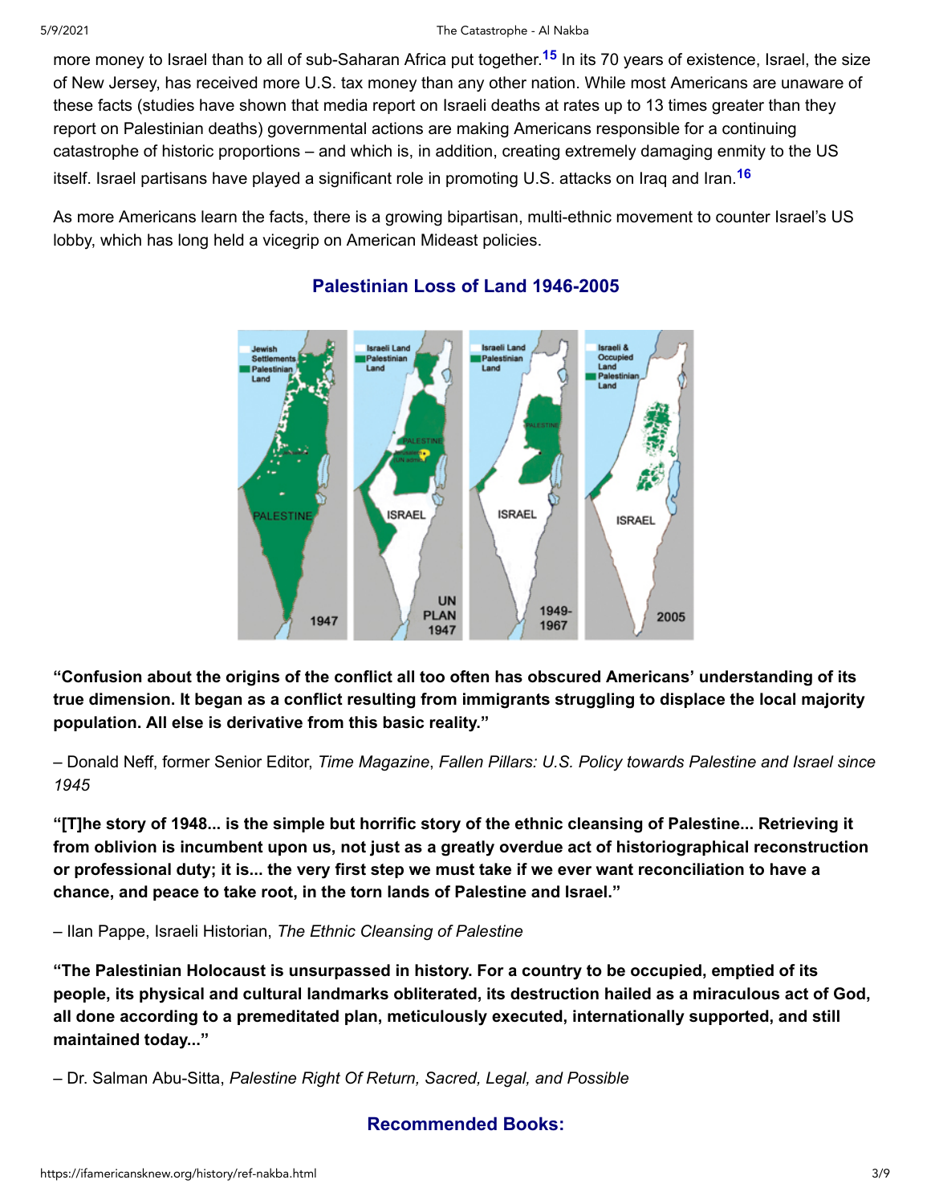more money to Israel than to all of sub-Saharan Africa put together.[15] In its 70 years of existence, Israel, the size of New Jersey, has received more U.S. tax money than any other nation. While most Americans are unaware of these facts (studies have shown that media report on Israeli deaths at rates up to 13 times greater than they report on Palestinian deaths) governmental actions are making Americans responsible for a continuing catastrophe of historic proportions – and which is, in addition, creating extremely damaging enmity to the US itself. Israel partisans have played a significant role in promoting U.S. attacks on Iraq and Iran.[16]

As more Americans learn the facts, there is a growing bipartisan, multi-ethnic movement to counter Israel's US lobby, which has long held a vicegrip on American Mideast policies.

## Palestinian Loss of Land 1946-2005

**"Confusion about the origins of the conflict all too often has obscured Americans' understanding of its true dimension. It began as a conflict resulting from immigrants struggling to displace the local majority population. All else is derivative from this basic reality."**

– Donald Neff, former Senior Editor, *Time Magazine*, *Fallen Pillars: U.S. Policy towards Palestine and Israel since 1945*

**"[T]he story of 1948... is the simple but horrific story of the ethnic cleansing of Palestine... Retrieving it from oblivion is incumbent upon us, not just as a greatly overdue act of historiographical reconstruction or professional duty; it is... the very first step we must take if we ever want reconciliation to have a chance, and peace to take root, in the torn lands of Palestine and Israel."**

– Ilan Pappe, Israeli Historian, *The Ethnic Cleansing of Palestine*

**"The Palestinian Holocaust is unsurpassed in history. For a country to be occupied, emptied of its people, its physical and cultural landmarks obliterated, its destruction hailed as a miraculous act of God, all done according to a premeditated plan, meticulously executed, internationally supported, and still maintained today..."**

– Dr. Salman Abu-Sitta, *Palestine Right Of Return, Sacred, Legal, and Possible*

## Recommended Books: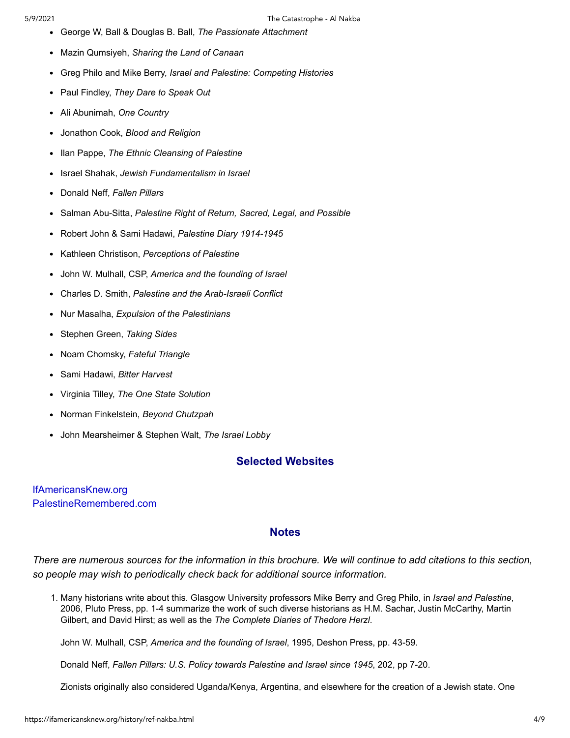- George W, Ball & Douglas B. Ball, *The Passionate Attachment*
- Mazin Qumsiyeh, *Sharing the Land of Canaan*
- Greg Philo and Mike Berry, *Israel and Palestine: Competing Histories*
- Paul Findley, *They Dare to Speak Out*
- Ali Abunimah, *One Country*
- Jonathon Cook, *Blood and Religion*
- Ilan Pappe, *The Ethnic Cleansing of Palestine*
- Israel Shahak, *Jewish Fundamentalism in Israel*
- Donald Neff, *Fallen Pillars*
- Salman Abu-Sitta, *Palestine Right of Return, Sacred, Legal, and Possible*
- Robert John & Sami Hadawi, *Palestine Diary 1914-1945*
- Kathleen Christison, *Perceptions of Palestine*
- John W. Mulhall, CSP, *America and the founding of Israel*
- Charles D. Smith, *Palestine and the Arab-Israeli Conflict*
- Nur Masalha, *Expulsion of the Palestinians*
- Stephen Green, *Taking Sides*
- Noam Chomsky, *Fateful Triangle*
- Sami Hadawi, *Bitter Harvest*
- Virginia Tilley, *The One State Solution*
- Norman Finkelstein, *Beyond Chutzpah*
- John Mearsheimer & Stephen Walt, *The Israel Lobby*

## Selected Websites

IfAmericansKnew.org
PalestineRemembered.com

## Notes

*There are numerous sources for the information in this brochure. We will continue to add citations to this section, so people may wish to periodically check back for additional source information.*

1. Many historians write about this. Glasgow University professors Mike Berry and Greg Philo, in *Israel and Palestine*, 2006, Pluto Press, pp. 1-4 summarize the work of such diverse historians as H.M. Sachar, Justin McCarthy, Martin Gilbert, and David Hirst; as well as the *The Complete Diaries of Thedore Herzl*.

   John W. Mulhall, CSP, *America and the founding of Israel*, 1995, Deshon Press, pp. 43-59.

   Donald Neff, *Fallen Pillars: U.S. Policy towards Palestine and Israel since 1945*, 202, pp 7-20.

   Zionists originally also considered Uganda/Kenya, Argentina, and elsewhere for the creation of a Jewish state. One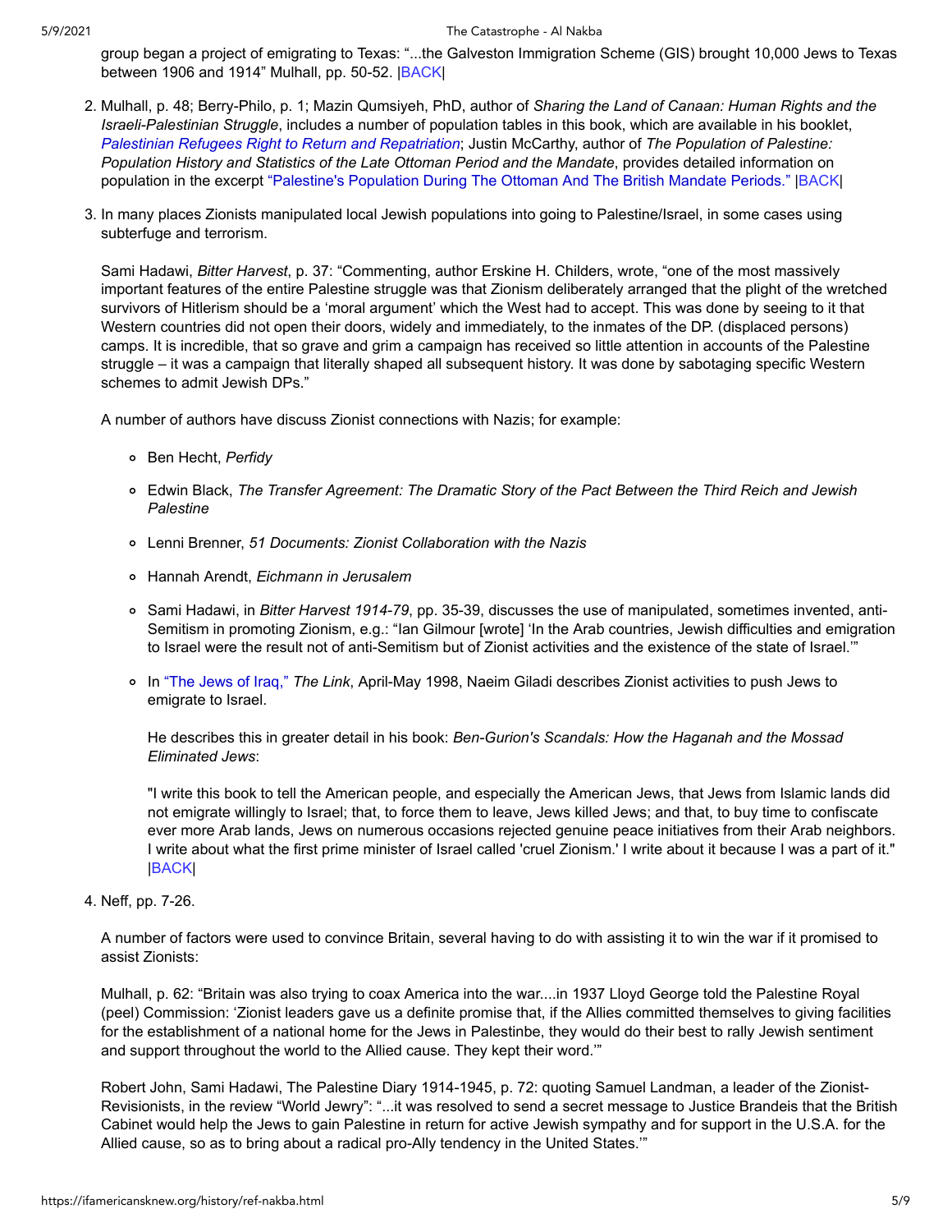group began a project of emigrating to Texas: "...the Galveston Immigration Scheme (GIS) brought 10,000 Jews to Texas between 1906 and 1914" Mulhall, pp. 50-52. |BACK|

2. Mulhall, p. 48; Berry-Philo, p. 1; Mazin Qumsiyeh, PhD, author of *Sharing the Land of Canaan: Human Rights and the Israeli-Palestinian Struggle*, includes a number of population tables in this book, which are available in his booklet, *Palestinian Refugees Right to Return and Repatriation*; Justin McCarthy, author of *The Population of Palestine: Population History and Statistics of the Late Ottoman Period and the Mandate*, provides detailed information on population in the excerpt "Palestine's Population During The Ottoman And The British Mandate Periods." |BACK|

3. In many places Zionists manipulated local Jewish populations into going to Palestine/Israel, in some cases using subterfuge and terrorism.

   Sami Hadawi, *Bitter Harvest*, p. 37: "Commenting, author Erskine H. Childers, wrote, "one of the most massively important features of the entire Palestine struggle was that Zionism deliberately arranged that the plight of the wretched survivors of Hitlerism should be a 'moral argument' which the West had to accept. This was done by seeing to it that Western countries did not open their doors, widely and immediately, to the inmates of the DP. (displaced persons) camps. It is incredible, that so grave and grim a campaign has received so little attention in accounts of the Palestine struggle – it was a campaign that literally shaped all subsequent history. It was done by sabotaging specific Western schemes to admit Jewish DPs."

   A number of authors have discuss Zionist connections with Nazis; for example:

   - Ben Hecht, *Perfidy*
   - Edwin Black, *The Transfer Agreement: The Dramatic Story of the Pact Between the Third Reich and Jewish Palestine*
   - Lenni Brenner, *51 Documents: Zionist Collaboration with the Nazis*
   - Hannah Arendt, *Eichmann in Jerusalem*
   - Sami Hadawi, in *Bitter Harvest 1914-79*, pp. 35-39, discusses the use of manipulated, sometimes invented, anti-Semitism in promoting Zionism, e.g.: "Ian Gilmour [wrote] 'In the Arab countries, Jewish difficulties and emigration to Israel were the result not of anti-Semitism but of Zionist activities and the existence of the state of Israel.'"
   - In "The Jews of Iraq," *The Link*, April-May 1998, Naeim Giladi describes Zionist activities to push Jews to emigrate to Israel.

     He describes this in greater detail in his book: *Ben-Gurion's Scandals: How the Haganah and the Mossad Eliminated Jews*:

     "I write this book to tell the American people, and especially the American Jews, that Jews from Islamic lands did not emigrate willingly to Israel; that, to force them to leave, Jews killed Jews; and that, to buy time to confiscate ever more Arab lands, Jews on numerous occasions rejected genuine peace initiatives from their Arab neighbors. I write about what the first prime minister of Israel called 'cruel Zionism.' I write about it because I was a part of it." |BACK|

4. Neff, pp. 7-26.

   A number of factors were used to convince Britain, several having to do with assisting it to win the war if it promised to assist Zionists:

   Mulhall, p. 62: "Britain was also trying to coax America into the war....in 1937 Lloyd George told the Palestine Royal (peel) Commission: 'Zionist leaders gave us a definite promise that, if the Allies committed themselves to giving facilities for the establishment of a national home for the Jews in Palestinbe, they would do their best to rally Jewish sentiment and support throughout the world to the Allied cause. They kept their word.'"

   Robert John, Sami Hadawi, The Palestine Diary 1914-1945, p. 72: quoting Samuel Landman, a leader of the Zionist-Revisionists, in the review "World Jewry": "...it was resolved to send a secret message to Justice Brandeis that the British Cabinet would help the Jews to gain Palestine in return for active Jewish sympathy and for support in the U.S.A. for the Allied cause, so as to bring about a radical pro-Ally tendency in the United States.'"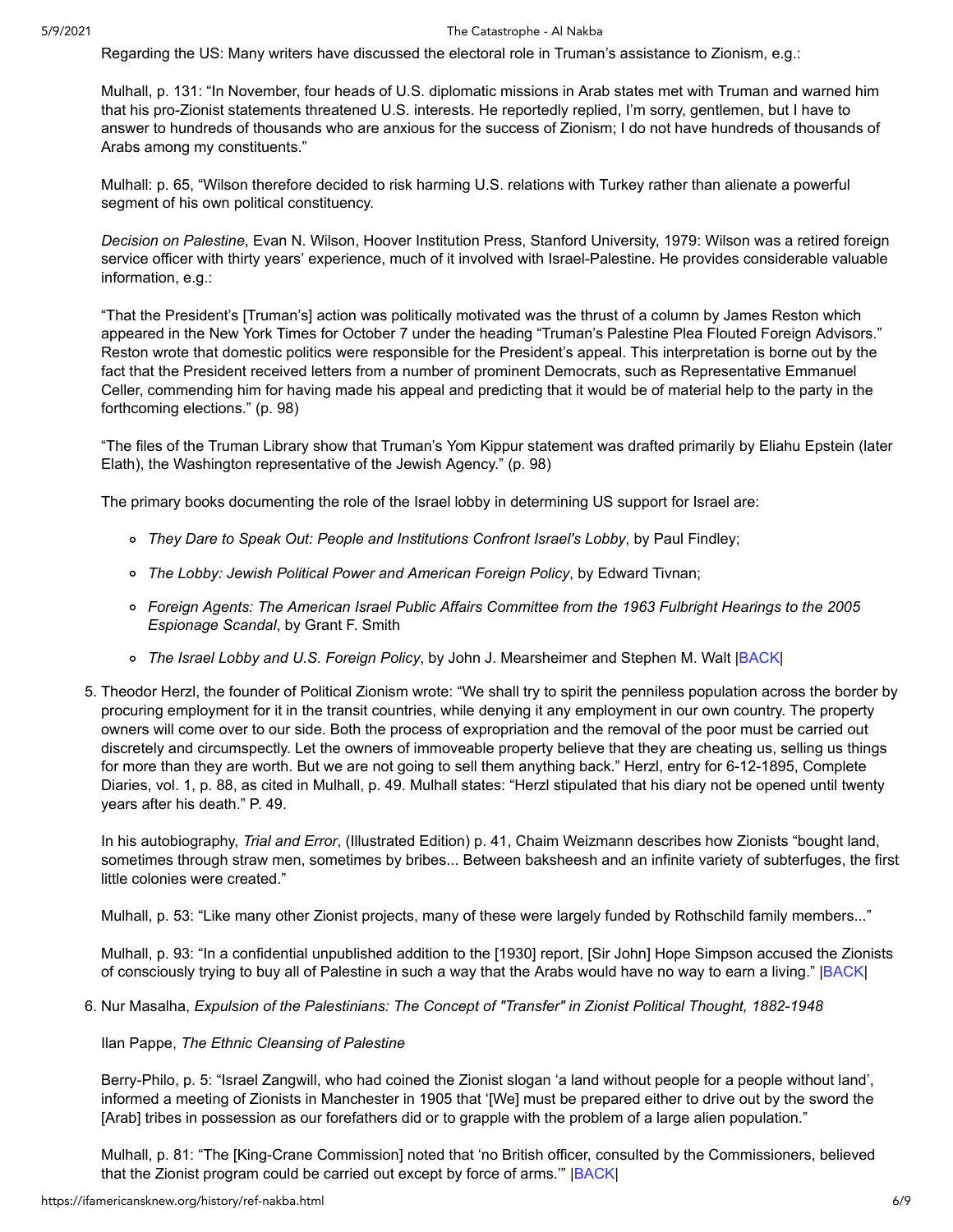Regarding the US: Many writers have discussed the electoral role in Truman's assistance to Zionism, e.g.:

Mulhall, p. 131: "In November, four heads of U.S. diplomatic missions in Arab states met with Truman and warned him that his pro-Zionist statements threatened U.S. interests. He reportedly replied, I'm sorry, gentlemen, but I have to answer to hundreds of thousands who are anxious for the success of Zionism; I do not have hundreds of thousands of Arabs among my constituents."

Mulhall: p. 65, "Wilson therefore decided to risk harming U.S. relations with Turkey rather than alienate a powerful segment of his own political constituency.

*Decision on Palestine*, Evan N. Wilson, Hoover Institution Press, Stanford University, 1979: Wilson was a retired foreign service officer with thirty years' experience, much of it involved with Israel-Palestine. He provides considerable valuable information, e.g.:

"That the President's [Truman's] action was politically motivated was the thrust of a column by James Reston which appeared in the New York Times for October 7 under the heading "Truman's Palestine Plea Flouted Foreign Advisors." Reston wrote that domestic politics were responsible for the President's appeal. This interpretation is borne out by the fact that the President received letters from a number of prominent Democrats, such as Representative Emmanuel Celler, commending him for having made his appeal and predicting that it would be of material help to the party in the forthcoming elections." (p. 98)

"The files of the Truman Library show that Truman's Yom Kippur statement was drafted primarily by Eliahu Epstein (later Elath), the Washington representative of the Jewish Agency." (p. 98)

The primary books documenting the role of the Israel lobby in determining US support for Israel are:

- *They Dare to Speak Out: People and Institutions Confront Israel's Lobby*, by Paul Findley;
- *The Lobby: Jewish Political Power and American Foreign Policy*, by Edward Tivnan;
- *Foreign Agents: The American Israel Public Affairs Committee from the 1963 Fulbright Hearings to the 2005 Espionage Scandal*, by Grant F. Smith
- *The Israel Lobby and U.S. Foreign Policy*, by John J. Mearsheimer and Stephen M. Walt |BACK|

5. Theodor Herzl, the founder of Political Zionism wrote: "We shall try to spirit the penniless population across the border by procuring employment for it in the transit countries, while denying it any employment in our own country. The property owners will come over to our side. Both the process of expropriation and the removal of the poor must be carried out discretely and circumspectly. Let the owners of immoveable property believe that they are cheating us, selling us things for more than they are worth. But we are not going to sell them anything back." Herzl, entry for 6-12-1895, Complete Diaries, vol. 1, p. 88, as cited in Mulhall, p. 49. Mulhall states: "Herzl stipulated that his diary not be opened until twenty years after his death." P. 49.

   In his autobiography, *Trial and Error*, (Illustrated Edition) p. 41, Chaim Weizmann describes how Zionists "bought land, sometimes through straw men, sometimes by bribes... Between baksheesh and an infinite variety of subterfuges, the first little colonies were created."

   Mulhall, p. 53: "Like many other Zionist projects, many of these were largely funded by Rothschild family members..."

   Mulhall, p. 93: "In a confidential unpublished addition to the [1930] report, [Sir John] Hope Simpson accused the Zionists of consciously trying to buy all of Palestine in such a way that the Arabs would have no way to earn a living." |BACK|

6. Nur Masalha, *Expulsion of the Palestinians: The Concept of "Transfer" in Zionist Political Thought, 1882-1948*

   Ilan Pappe, *The Ethnic Cleansing of Palestine*

   Berry-Philo, p. 5: "Israel Zangwill, who had coined the Zionist slogan 'a land without people for a people without land', informed a meeting of Zionists in Manchester in 1905 that '[We] must be prepared either to drive out by the sword the [Arab] tribes in possession as our forefathers did or to grapple with the problem of a large alien population."

   Mulhall, p. 81: "The [King-Crane Commission] noted that 'no British officer, consulted by the Commissioners, believed that the Zionist program could be carried out except by force of arms.'" |BACK|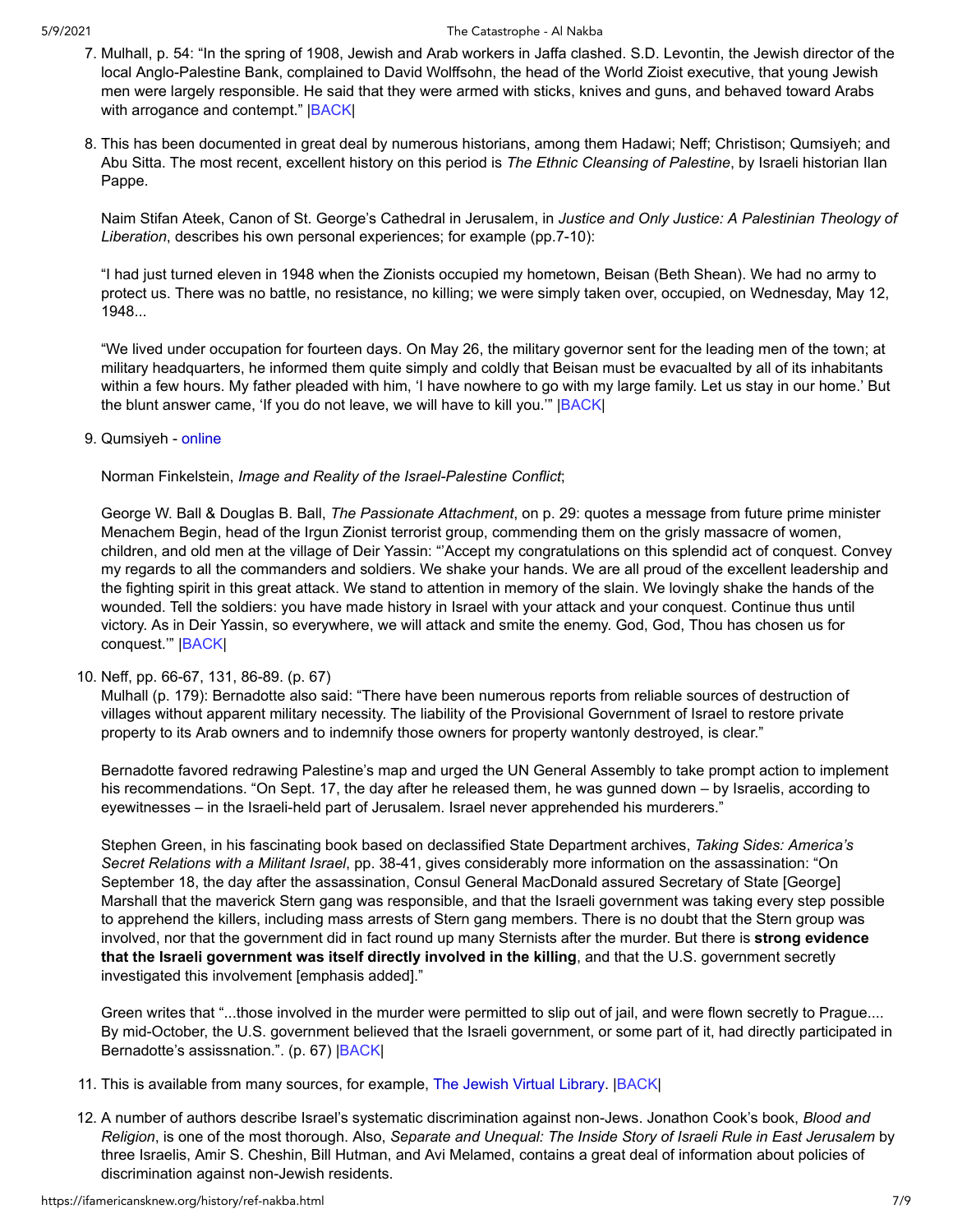7. Mulhall, p. 54: "In the spring of 1908, Jewish and Arab workers in Jaffa clashed. S.D. Levontin, the Jewish director of the local Anglo-Palestine Bank, complained to David Wolffsohn, the head of the World Zioist executive, that young Jewish men were largely responsible. He said that they were armed with sticks, knives and guns, and behaved toward Arabs with arrogance and contempt." |BACK|

8. This has been documented in great deal by numerous historians, among them Hadawi; Neff; Christison; Qumsiyeh; and Abu Sitta. The most recent, excellent history on this period is *The Ethnic Cleansing of Palestine*, by Israeli historian Ilan Pappe.

   Naim Stifan Ateek, Canon of St. George's Cathedral in Jerusalem, in *Justice and Only Justice: A Palestinian Theology of Liberation*, describes his own personal experiences; for example (pp.7-10):

   "I had just turned eleven in 1948 when the Zionists occupied my hometown, Beisan (Beth Shean). We had no army to protect us. There was no battle, no resistance, no killing; we were simply taken over, occupied, on Wednesday, May 12, 1948...

   "We lived under occupation for fourteen days. On May 26, the military governor sent for the leading men of the town; at military headquarters, he informed them quite simply and coldly that Beisan must be evacualted by all of its inhabitants within a few hours. My father pleaded with him, 'I have nowhere to go with my large family. Let us stay in our home.' But the blunt answer came, 'If you do not leave, we will have to kill you.'" |BACK|

9. Qumsiyeh - online

   Norman Finkelstein, *Image and Reality of the Israel-Palestine Conflict*;

   George W. Ball & Douglas B. Ball, *The Passionate Attachment*, on p. 29: quotes a message from future prime minister Menachem Begin, head of the Irgun Zionist terrorist group, commending them on the grisly massacre of women, children, and old men at the village of Deir Yassin: "'Accept my congratulations on this splendid act of conquest. Convey my regards to all the commanders and soldiers. We shake your hands. We are all proud of the excellent leadership and the fighting spirit in this great attack. We stand to attention in memory of the slain. We lovingly shake the hands of the wounded. Tell the soldiers: you have made history in Israel with your attack and your conquest. Continue thus until victory. As in Deir Yassin, so everywhere, we will attack and smite the enemy. God, God, Thou has chosen us for conquest.'" |BACK|

10. Neff, pp. 66-67, 131, 86-89. (p. 67)
    Mulhall (p. 179): Bernadotte also said: "There have been numerous reports from reliable sources of destruction of villages without apparent military necessity. The liability of the Provisional Government of Israel to restore private property to its Arab owners and to indemnify those owners for property wantonly destroyed, is clear."

    Bernadotte favored redrawing Palestine's map and urged the UN General Assembly to take prompt action to implement his recommendations. "On Sept. 17, the day after he released them, he was gunned down – by Israelis, according to eyewitnesses – in the Israeli-held part of Jerusalem. Israel never apprehended his murderers."

    Stephen Green, in his fascinating book based on declassified State Department archives, *Taking Sides: America's Secret Relations with a Militant Israel*, pp. 38-41, gives considerably more information on the assassination: "On September 18, the day after the assassination, Consul General MacDonald assured Secretary of State [George] Marshall that the maverick Stern gang was responsible, and that the Israeli government was taking every step possible to apprehend the killers, including mass arrests of Stern gang members. There is no doubt that the Stern group was involved, nor that the government did in fact round up many Sternists after the murder. But there is **strong evidence that the Israeli government was itself directly involved in the killing**, and that the U.S. government secretly investigated this involvement [emphasis added]."

    Green writes that "...those involved in the murder were permitted to slip out of jail, and were flown secretly to Prague.... By mid-October, the U.S. government believed that the Israeli government, or some part of it, had directly participated in Bernadotte's assissnation.". (p. 67) |BACK|

11. This is available from many sources, for example, The Jewish Virtual Library. |BACK|

12. A number of authors describe Israel's systematic discrimination against non-Jews. Jonathon Cook's book, *Blood and Religion*, is one of the most thorough. Also, *Separate and Unequal: The Inside Story of Israeli Rule in East Jerusalem* by three Israelis, Amir S. Cheshin, Bill Hutman, and Avi Melamed, contains a great deal of information about policies of discrimination against non-Jewish residents.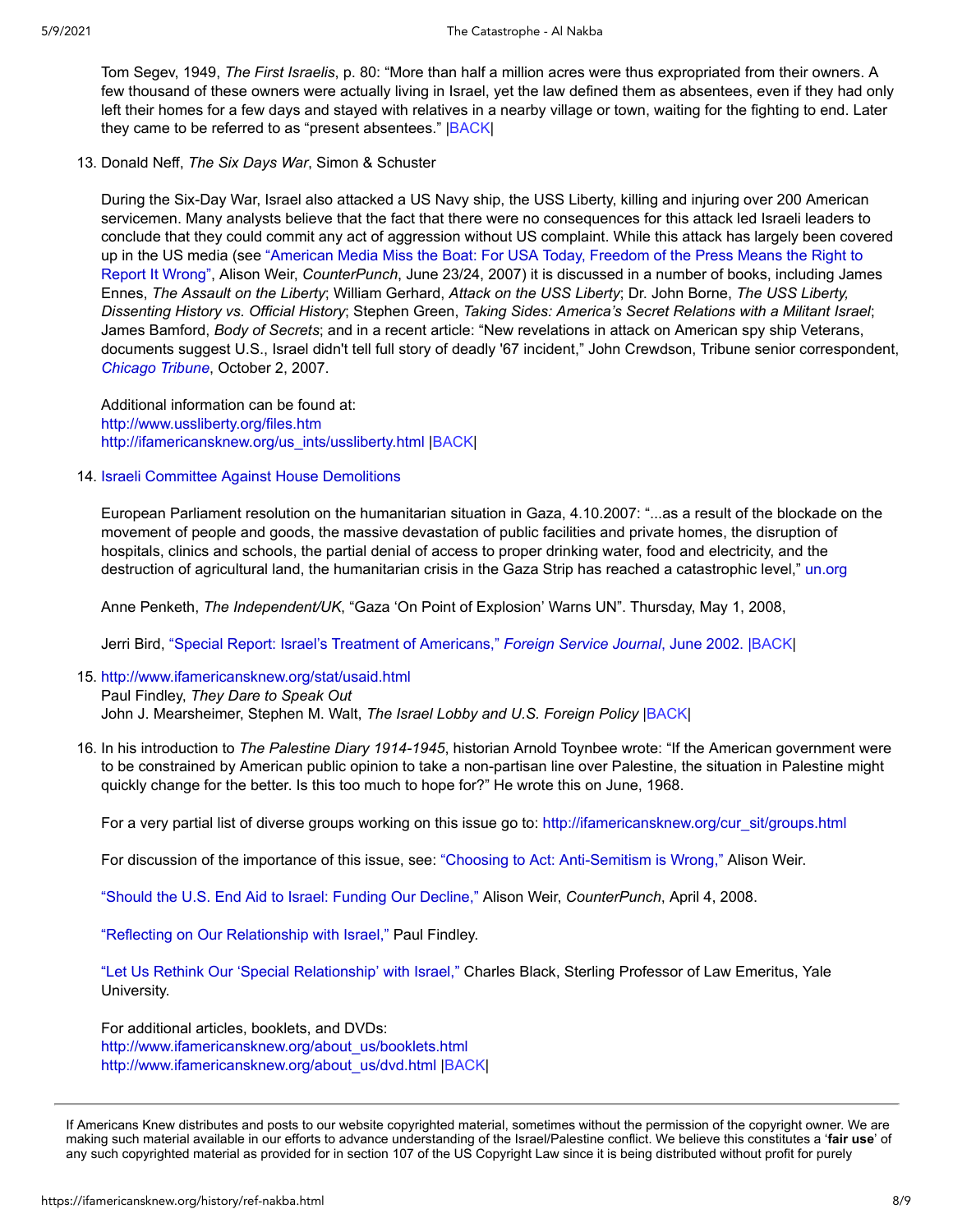Tom Segev, 1949, *The First Israelis*, p. 80: "More than half a million acres were thus expropriated from their owners. A few thousand of these owners were actually living in Israel, yet the law defined them as absentees, even if they had only left their homes for a few days and stayed with relatives in a nearby village or town, waiting for the fighting to end. Later they came to be referred to as "present absentees." |BACK|

13. Donald Neff, *The Six Days War*, Simon & Schuster

    During the Six-Day War, Israel also attacked a US Navy ship, the USS Liberty, killing and injuring over 200 American servicemen. Many analysts believe that the fact that there were no consequences for this attack led Israeli leaders to conclude that they could commit any act of aggression without US complaint. While this attack has largely been covered up in the US media (see "American Media Miss the Boat: For USA Today, Freedom of the Press Means the Right to Report It Wrong", Alison Weir, *CounterPunch*, June 23/24, 2007) it is discussed in a number of books, including James Ennes, *The Assault on the Liberty*; William Gerhard, *Attack on the USS Liberty*; Dr. John Borne, *The USS Liberty, Dissenting History vs. Official History*; Stephen Green, *Taking Sides: America's Secret Relations with a Militant Israel*; James Bamford, *Body of Secrets*; and in a recent article: "New revelations in attack on American spy ship Veterans, documents suggest U.S., Israel didn't tell full story of deadly '67 incident," John Crewdson, Tribune senior correspondent, *Chicago Tribune*, October 2, 2007.

    Additional information can be found at:
    http://www.ussliberty.org/files.htm
    http://ifamericansknew.org/us_ints/ussliberty.html |BACK|

14. Israeli Committee Against House Demolitions

    European Parliament resolution on the humanitarian situation in Gaza, 4.10.2007: "...as a result of the blockade on the movement of people and goods, the massive devastation of public facilities and private homes, the disruption of hospitals, clinics and schools, the partial denial of access to proper drinking water, food and electricity, and the destruction of agricultural land, the humanitarian crisis in the Gaza Strip has reached a catastrophic level," un.org

    Anne Penketh, *The Independent/UK*, "Gaza 'On Point of Explosion' Warns UN". Thursday, May 1, 2008,

    Jerri Bird, "Special Report: Israel's Treatment of Americans," *Foreign Service Journal*, June 2002. |BACK|

15. http://www.ifamericansknew.org/stat/usaid.html
    Paul Findley, *They Dare to Speak Out*
    John J. Mearsheimer, Stephen M. Walt, *The Israel Lobby and U.S. Foreign Policy* |BACK|

16. In his introduction to *The Palestine Diary 1914-1945*, historian Arnold Toynbee wrote: "If the American government were to be constrained by American public opinion to take a non-partisan line over Palestine, the situation in Palestine might quickly change for the better. Is this too much to hope for?" He wrote this on June, 1968.

    For a very partial list of diverse groups working on this issue go to: http://ifamericansknew.org/cur_sit/groups.html

    For discussion of the importance of this issue, see: "Choosing to Act: Anti-Semitism is Wrong," Alison Weir.

    "Should the U.S. End Aid to Israel: Funding Our Decline," Alison Weir, *CounterPunch*, April 4, 2008.

    "Reflecting on Our Relationship with Israel," Paul Findley.

    "Let Us Rethink Our 'Special Relationship' with Israel," Charles Black, Sterling Professor of Law Emeritus, Yale University.

    For additional articles, booklets, and DVDs:
    http://www.ifamericansknew.org/about_us/booklets.html
    http://www.ifamericansknew.org/about_us/dvd.html |BACK|

---

If Americans Knew distributes and posts to our website copyrighted material, sometimes without the permission of the copyright owner. We are making such material available in our efforts to advance understanding of the Israel/Palestine conflict. We believe this constitutes a '**fair use**' of any such copyrighted material as provided for in section 107 of the US Copyright Law since it is being distributed without profit for purely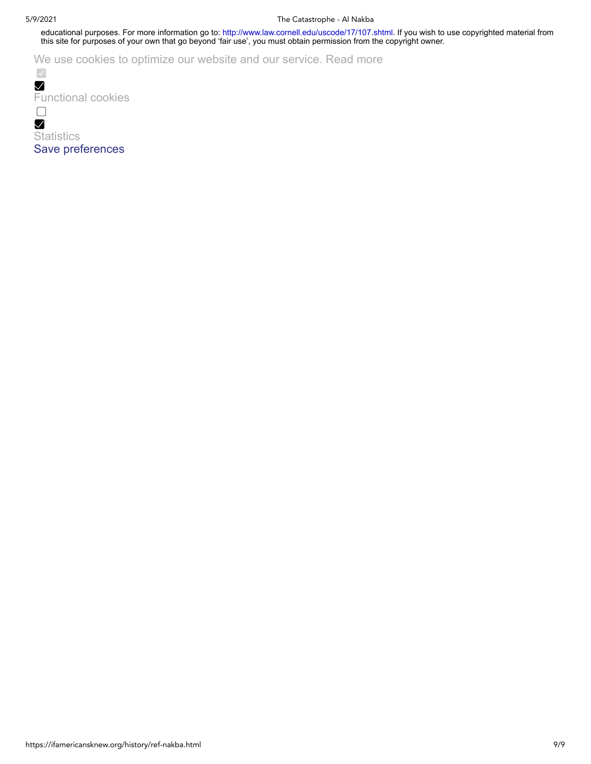educational purposes. For more information go to: http://www.law.cornell.edu/uscode/17/107.shtml. If you wish to use copyrighted material from this site for purposes of your own that go beyond 'fair use', you must obtain permission from the copyright owner.

We use cookies to optimize our website and our service. Read more

- [x] 
- [x] Functional cookies
- [ ] 
- [x] Statistics

Save preferences